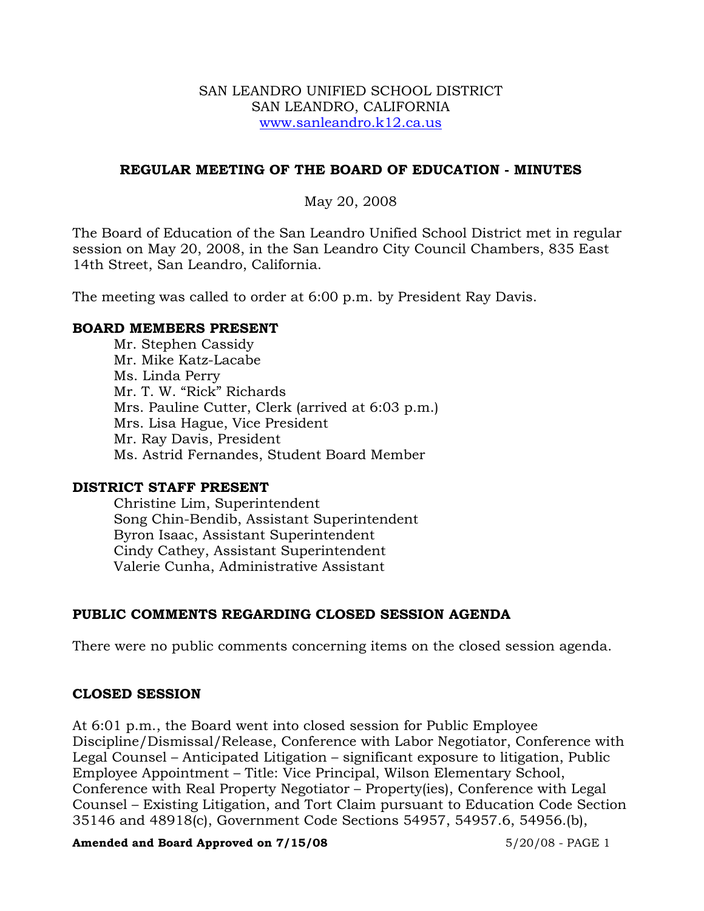SAN LEANDRO UNIFIED SCHOOL DISTRICT
SAN LEANDRO, CALIFORNIA
www.sanleandro.k12.ca.us

## REGULAR MEETING OF THE BOARD OF EDUCATION - MINUTES

May 20, 2008

The Board of Education of the San Leandro Unified School District met in regular session on May 20, 2008, in the San Leandro City Council Chambers, 835 East 14th Street, San Leandro, California.

The meeting was called to order at 6:00 p.m. by President Ray Davis.

### BOARD MEMBERS PRESENT

Mr. Stephen Cassidy
Mr. Mike Katz-Lacabe
Ms. Linda Perry
Mr. T. W. "Rick" Richards
Mrs. Pauline Cutter, Clerk (arrived at 6:03 p.m.)
Mrs. Lisa Hague, Vice President
Mr. Ray Davis, President
Ms. Astrid Fernandes, Student Board Member

### DISTRICT STAFF PRESENT

Christine Lim, Superintendent
Song Chin-Bendib, Assistant Superintendent
Byron Isaac, Assistant Superintendent
Cindy Cathey, Assistant Superintendent
Valerie Cunha, Administrative Assistant

### PUBLIC COMMENTS REGARDING CLOSED SESSION AGENDA

There were no public comments concerning items on the closed session agenda.

### CLOSED SESSION

At 6:01 p.m., the Board went into closed session for Public Employee Discipline/Dismissal/Release, Conference with Labor Negotiator, Conference with Legal Counsel – Anticipated Litigation – significant exposure to litigation, Public Employee Appointment – Title: Vice Principal, Wilson Elementary School, Conference with Real Property Negotiator – Property(ies), Conference with Legal Counsel – Existing Litigation, and Tort Claim pursuant to Education Code Section 35146 and 48918(c), Government Code Sections 54957, 54957.6, 54956.(b),

**Amended and Board Approved on 7/15/08**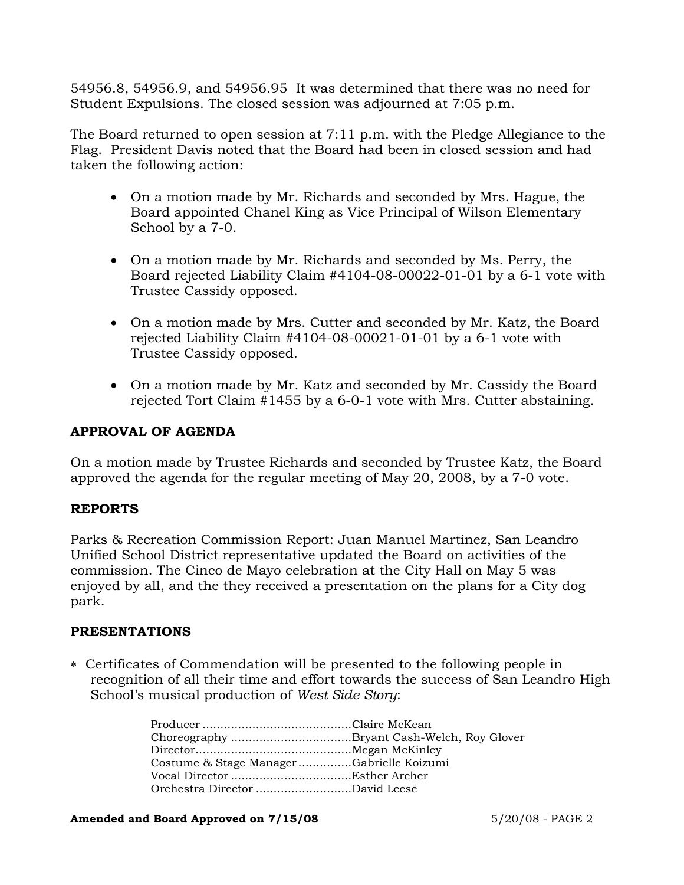54956.8, 54956.9, and 54956.95 It was determined that there was no need for Student Expulsions. The closed session was adjourned at 7:05 p.m.

The Board returned to open session at 7:11 p.m. with the Pledge Allegiance to the Flag. President Davis noted that the Board had been in closed session and had taken the following action:

- On a motion made by Mr. Richards and seconded by Mrs. Hague, the Board appointed Chanel King as Vice Principal of Wilson Elementary School by a 7-0.
- On a motion made by Mr. Richards and seconded by Ms. Perry, the Board rejected Liability Claim #4104-08-00022-01-01 by a 6-1 vote with Trustee Cassidy opposed.
- On a motion made by Mrs. Cutter and seconded by Mr. Katz, the Board rejected Liability Claim #4104-08-00021-01-01 by a 6-1 vote with Trustee Cassidy opposed.
- On a motion made by Mr. Katz and seconded by Mr. Cassidy the Board rejected Tort Claim #1455 by a 6-0-1 vote with Mrs. Cutter abstaining.

## APPROVAL OF AGENDA

On a motion made by Trustee Richards and seconded by Trustee Katz, the Board approved the agenda for the regular meeting of May 20, 2008, by a 7-0 vote.

## REPORTS

Parks & Recreation Commission Report: Juan Manuel Martinez, San Leandro Unified School District representative updated the Board on activities of the commission. The Cinco de Mayo celebration at the City Hall on May 5 was enjoyed by all, and the they received a presentation on the plans for a City dog park.

## PRESENTATIONS

* Certificates of Commendation will be presented to the following people in recognition of all their time and effort towards the success of San Leandro High School's musical production of *West Side Story*:

  Producer ..........................................Claire McKean
  Choreography ..................................Bryant Cash-Welch, Roy Glover
  Director............................................Megan McKinley
  Costume & Stage Manager ...............Gabrielle Koizumi
  Vocal Director ..................................Esther Archer
  Orchestra Director ...........................David Leese

**Amended and Board Approved on 7/15/08**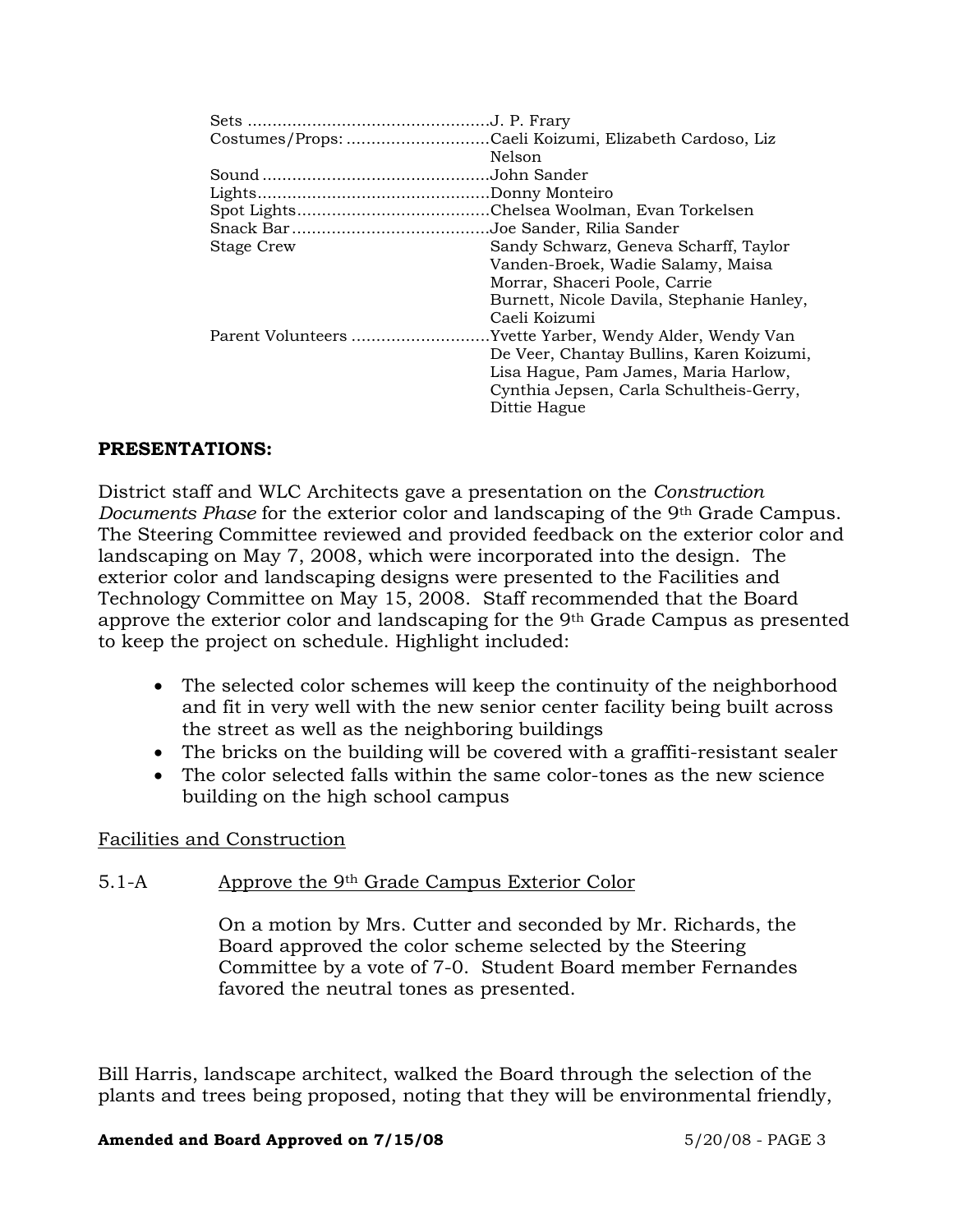| | |
|---|---|
| Sets | J. P. Frary |
| Costumes/Props: | Caeli Koizumi, Elizabeth Cardoso, Liz Nelson |
| Sound | John Sander |
| Lights | Donny Monteiro |
| Spot Lights | Chelsea Woolman, Evan Torkelsen |
| Snack Bar | Joe Sander, Rilia Sander |
| Stage Crew | Sandy Schwarz, Geneva Scharff, Taylor Vanden-Broek, Wadie Salamy, Maisa Morrar, Shaceri Poole, Carrie Burnett, Nicole Davila, Stephanie Hanley, Caeli Koizumi |
| Parent Volunteers | Yvette Yarber, Wendy Alder, Wendy Van De Veer, Chantay Bullins, Karen Koizumi, Lisa Hague, Pam James, Maria Harlow, Cynthia Jepsen, Carla Schultheis-Gerry, Dittie Hague |

**PRESENTATIONS:**

District staff and WLC Architects gave a presentation on the *Construction Documents Phase* for the exterior color and landscaping of the 9th Grade Campus. The Steering Committee reviewed and provided feedback on the exterior color and landscaping on May 7, 2008, which were incorporated into the design. The exterior color and landscaping designs were presented to the Facilities and Technology Committee on May 15, 2008. Staff recommended that the Board approve the exterior color and landscaping for the 9th Grade Campus as presented to keep the project on schedule. Highlight included:

- The selected color schemes will keep the continuity of the neighborhood and fit in very well with the new senior center facility being built across the street as well as the neighboring buildings
- The bricks on the building will be covered with a graffiti-resistant sealer
- The color selected falls within the same color-tones as the new science building on the high school campus

Facilities and Construction

5.1-A Approve the 9th Grade Campus Exterior Color

On a motion by Mrs. Cutter and seconded by Mr. Richards, the Board approved the color scheme selected by the Steering Committee by a vote of 7-0. Student Board member Fernandes favored the neutral tones as presented.

Bill Harris, landscape architect, walked the Board through the selection of the plants and trees being proposed, noting that they will be environmental friendly,

**Amended and Board Approved on 7/15/08**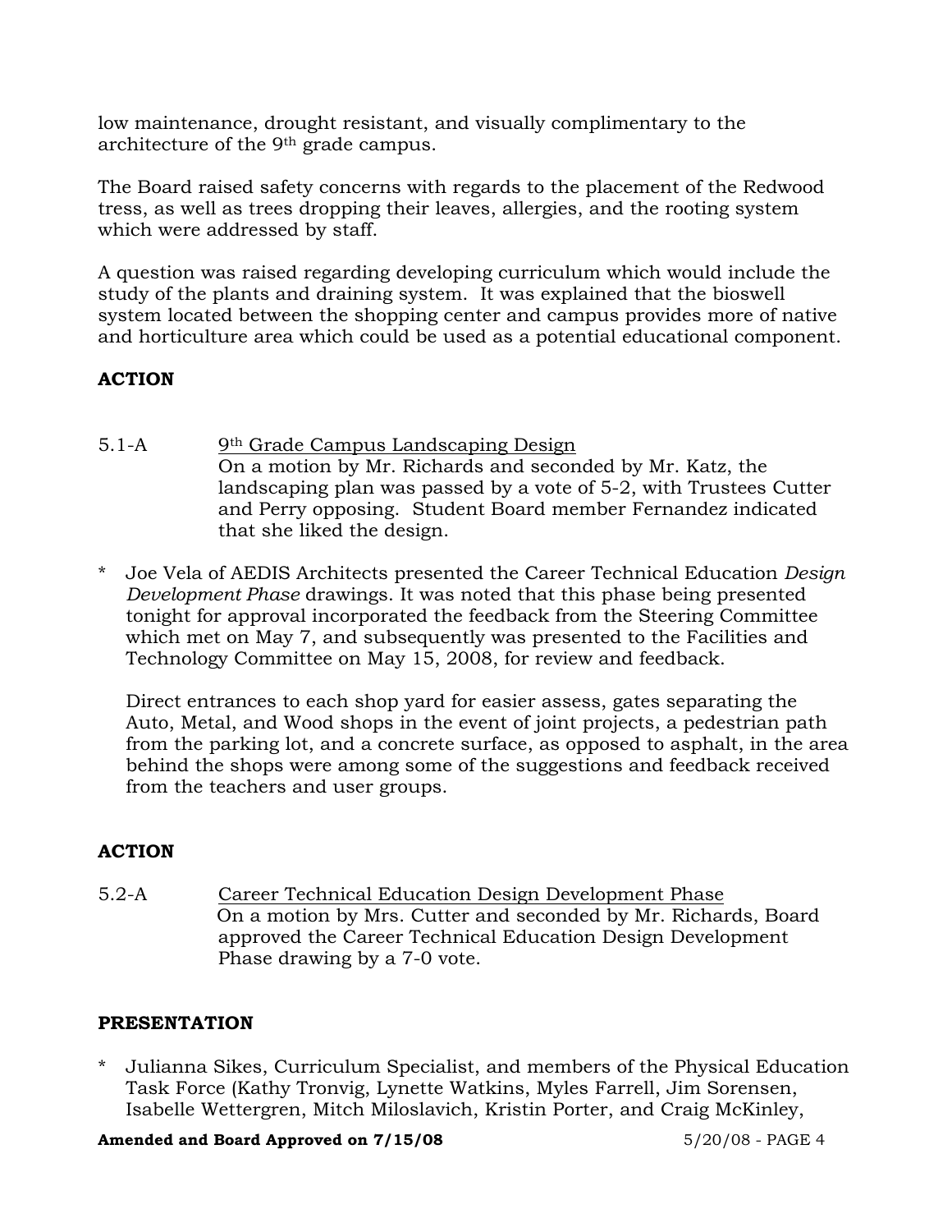low maintenance, drought resistant, and visually complimentary to the architecture of the 9th grade campus.

The Board raised safety concerns with regards to the placement of the Redwood tress, as well as trees dropping their leaves, allergies, and the rooting system which were addressed by staff.

A question was raised regarding developing curriculum which would include the study of the plants and draining system. It was explained that the bioswell system located between the shopping center and campus provides more of native and horticulture area which could be used as a potential educational component.

**ACTION**

5.1-A <u>9th Grade Campus Landscaping Design</u>
On a motion by Mr. Richards and seconded by Mr. Katz, the landscaping plan was passed by a vote of 5-2, with Trustees Cutter and Perry opposing. Student Board member Fernandez indicated that she liked the design.

* Joe Vela of AEDIS Architects presented the Career Technical Education *Design Development Phase* drawings. It was noted that this phase being presented tonight for approval incorporated the feedback from the Steering Committee which met on May 7, and subsequently was presented to the Facilities and Technology Committee on May 15, 2008, for review and feedback.

  Direct entrances to each shop yard for easier assess, gates separating the Auto, Metal, and Wood shops in the event of joint projects, a pedestrian path from the parking lot, and a concrete surface, as opposed to asphalt, in the area behind the shops were among some of the suggestions and feedback received from the teachers and user groups.

**ACTION**

5.2-A <u>Career Technical Education Design Development Phase</u>
On a motion by Mrs. Cutter and seconded by Mr. Richards, Board approved the Career Technical Education Design Development Phase drawing by a 7-0 vote.

**PRESENTATION**

* Julianna Sikes, Curriculum Specialist, and members of the Physical Education Task Force (Kathy Tronvig, Lynette Watkins, Myles Farrell, Jim Sorensen, Isabelle Wettergren, Mitch Miloslavich, Kristin Porter, and Craig McKinley,

**Amended and Board Approved on 7/15/08**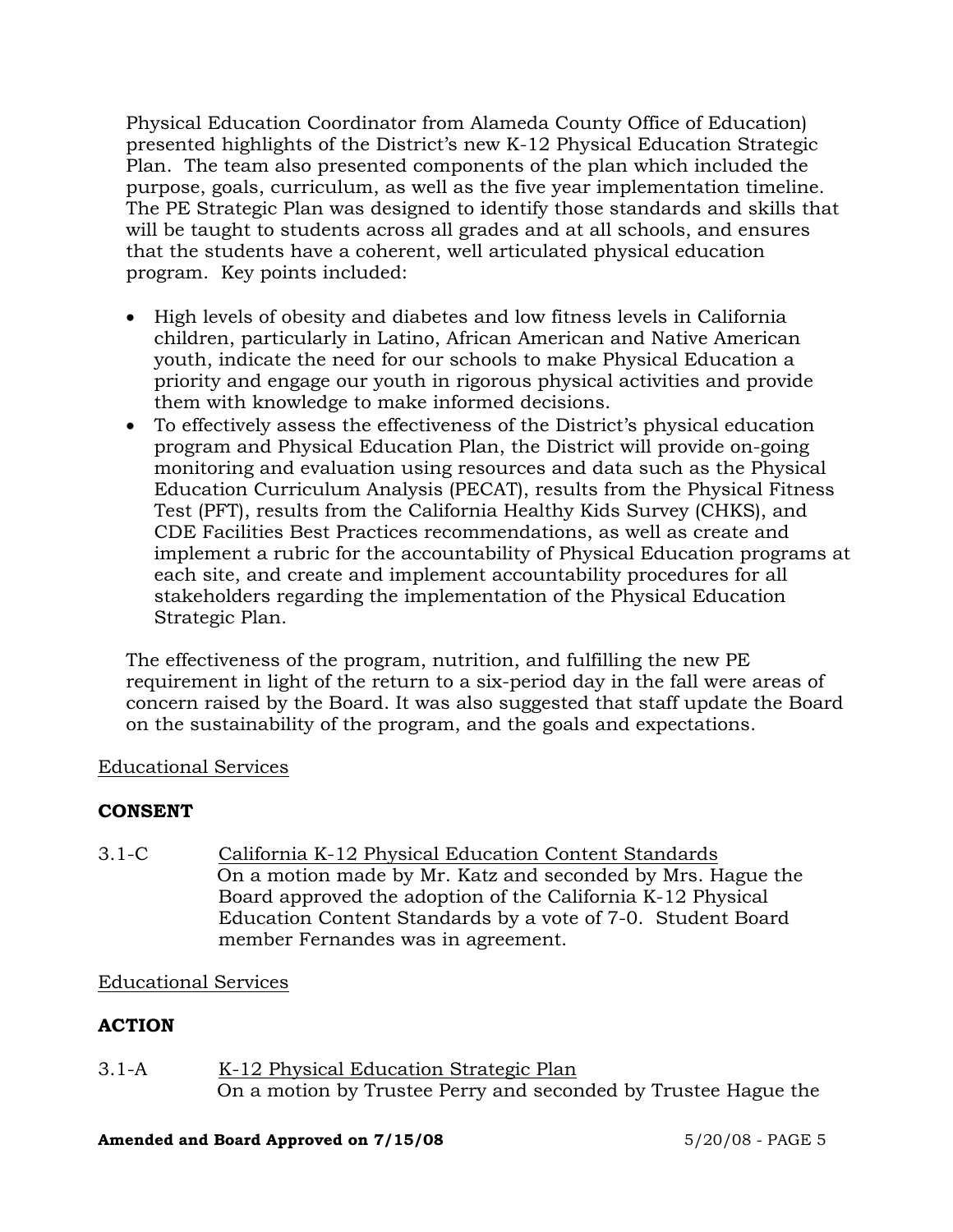Physical Education Coordinator from Alameda County Office of Education) presented highlights of the District's new K-12 Physical Education Strategic Plan. The team also presented components of the plan which included the purpose, goals, curriculum, as well as the five year implementation timeline. The PE Strategic Plan was designed to identify those standards and skills that will be taught to students across all grades and at all schools, and ensures that the students have a coherent, well articulated physical education program. Key points included:

- High levels of obesity and diabetes and low fitness levels in California children, particularly in Latino, African American and Native American youth, indicate the need for our schools to make Physical Education a priority and engage our youth in rigorous physical activities and provide them with knowledge to make informed decisions.
- To effectively assess the effectiveness of the District's physical education program and Physical Education Plan, the District will provide on-going monitoring and evaluation using resources and data such as the Physical Education Curriculum Analysis (PECAT), results from the Physical Fitness Test (PFT), results from the California Healthy Kids Survey (CHKS), and CDE Facilities Best Practices recommendations, as well as create and implement a rubric for the accountability of Physical Education programs at each site, and create and implement accountability procedures for all stakeholders regarding the implementation of the Physical Education Strategic Plan.

The effectiveness of the program, nutrition, and fulfilling the new PE requirement in light of the return to a six-period day in the fall were areas of concern raised by the Board. It was also suggested that staff update the Board on the sustainability of the program, and the goals and expectations.

Educational Services

**CONSENT**

3.1-C California K-12 Physical Education Content Standards
On a motion made by Mr. Katz and seconded by Mrs. Hague the Board approved the adoption of the California K-12 Physical Education Content Standards by a vote of 7-0. Student Board member Fernandes was in agreement.

Educational Services

**ACTION**

3.1-A K-12 Physical Education Strategic Plan
On a motion by Trustee Perry and seconded by Trustee Hague the

**Amended and Board Approved on 7/15/08**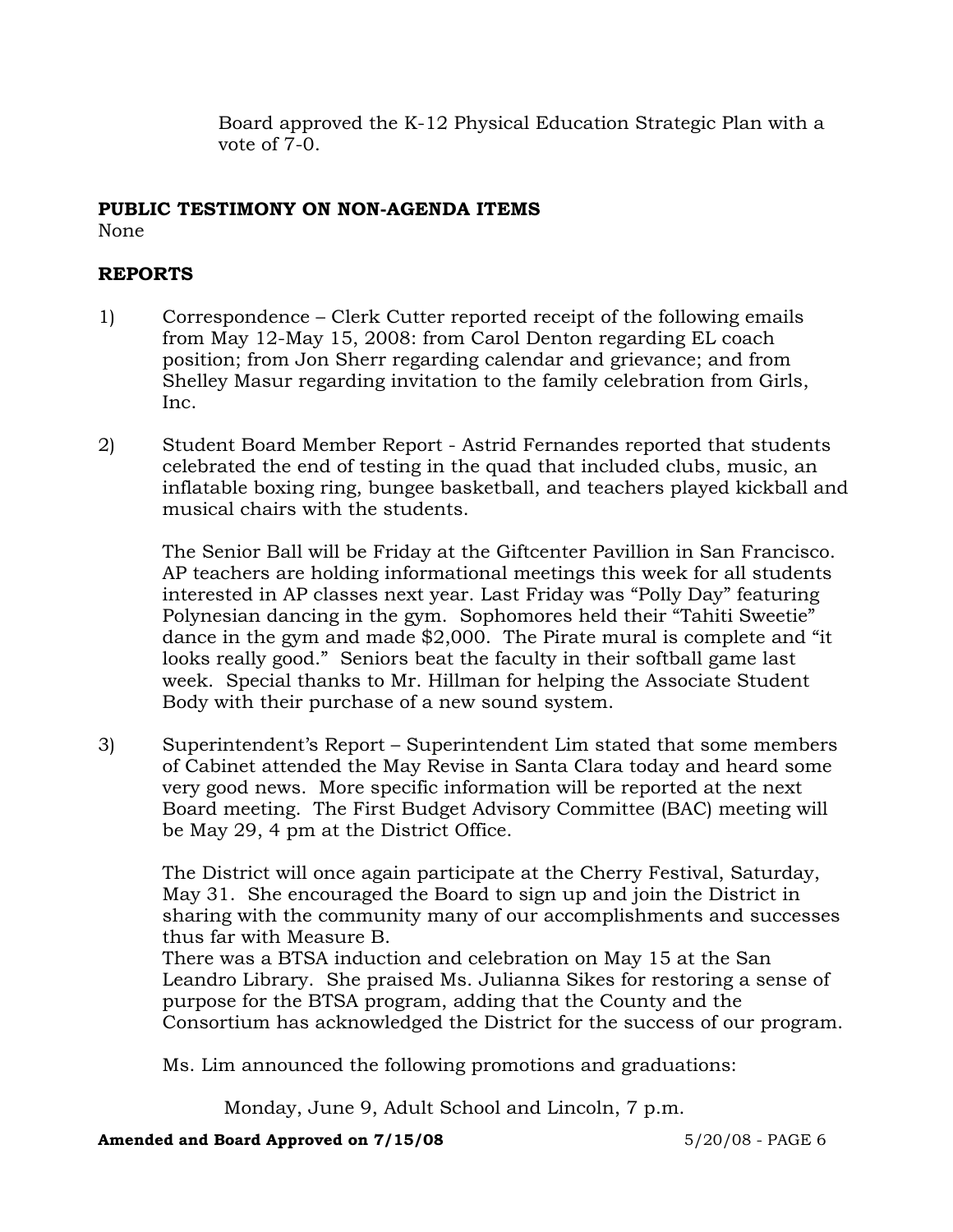Board approved the K-12 Physical Education Strategic Plan with a vote of 7-0.

**PUBLIC TESTIMONY ON NON-AGENDA ITEMS**

None

**REPORTS**

1) Correspondence – Clerk Cutter reported receipt of the following emails from May 12-May 15, 2008: from Carol Denton regarding EL coach position; from Jon Sherr regarding calendar and grievance; and from Shelley Masur regarding invitation to the family celebration from Girls, Inc.

2) Student Board Member Report - Astrid Fernandes reported that students celebrated the end of testing in the quad that included clubs, music, an inflatable boxing ring, bungee basketball, and teachers played kickball and musical chairs with the students.

   The Senior Ball will be Friday at the Giftcenter Pavillion in San Francisco. AP teachers are holding informational meetings this week for all students interested in AP classes next year. Last Friday was "Polly Day" featuring Polynesian dancing in the gym. Sophomores held their "Tahiti Sweetie" dance in the gym and made $2,000. The Pirate mural is complete and "it looks really good." Seniors beat the faculty in their softball game last week. Special thanks to Mr. Hillman for helping the Associate Student Body with their purchase of a new sound system.

3) Superintendent's Report – Superintendent Lim stated that some members of Cabinet attended the May Revise in Santa Clara today and heard some very good news. More specific information will be reported at the next Board meeting. The First Budget Advisory Committee (BAC) meeting will be May 29, 4 pm at the District Office.

   The District will once again participate at the Cherry Festival, Saturday, May 31. She encouraged the Board to sign up and join the District in sharing with the community many of our accomplishments and successes thus far with Measure B.
   There was a BTSA induction and celebration on May 15 at the San Leandro Library. She praised Ms. Julianna Sikes for restoring a sense of purpose for the BTSA program, adding that the County and the Consortium has acknowledged the District for the success of our program.

   Ms. Lim announced the following promotions and graduations:

   Monday, June 9, Adult School and Lincoln, 7 p.m.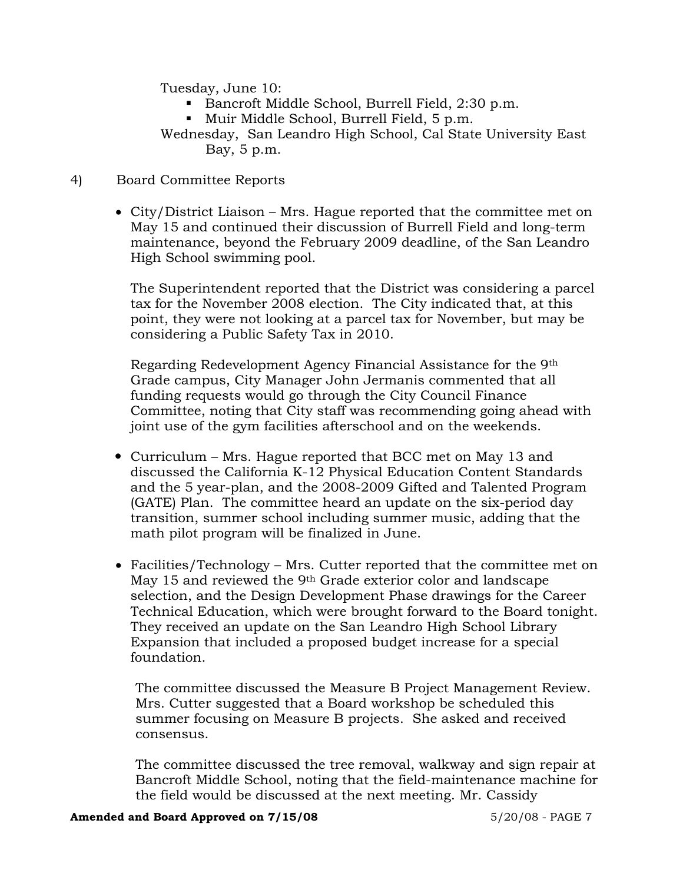Tuesday, June 10:

- Bancroft Middle School, Burrell Field, 2:30 p.m.
- Muir Middle School, Burrell Field, 5 p.m.

Wednesday, San Leandro High School, Cal State University East Bay, 5 p.m.

4) Board Committee Reports

- City/District Liaison – Mrs. Hague reported that the committee met on May 15 and continued their discussion of Burrell Field and long-term maintenance, beyond the February 2009 deadline, of the San Leandro High School swimming pool.

  The Superintendent reported that the District was considering a parcel tax for the November 2008 election. The City indicated that, at this point, they were not looking at a parcel tax for November, but may be considering a Public Safety Tax in 2010.

  Regarding Redevelopment Agency Financial Assistance for the 9th Grade campus, City Manager John Jermanis commented that all funding requests would go through the City Council Finance Committee, noting that City staff was recommending going ahead with joint use of the gym facilities afterschool and on the weekends.

- Curriculum – Mrs. Hague reported that BCC met on May 13 and discussed the California K-12 Physical Education Content Standards and the 5 year-plan, and the 2008-2009 Gifted and Talented Program (GATE) Plan. The committee heard an update on the six-period day transition, summer school including summer music, adding that the math pilot program will be finalized in June.

- Facilities/Technology – Mrs. Cutter reported that the committee met on May 15 and reviewed the 9th Grade exterior color and landscape selection, and the Design Development Phase drawings for the Career Technical Education, which were brought forward to the Board tonight. They received an update on the San Leandro High School Library Expansion that included a proposed budget increase for a special foundation.

  The committee discussed the Measure B Project Management Review. Mrs. Cutter suggested that a Board workshop be scheduled this summer focusing on Measure B projects. She asked and received consensus.

  The committee discussed the tree removal, walkway and sign repair at Bancroft Middle School, noting that the field-maintenance machine for the field would be discussed at the next meeting. Mr. Cassidy

**Amended and Board Approved on 7/15/08**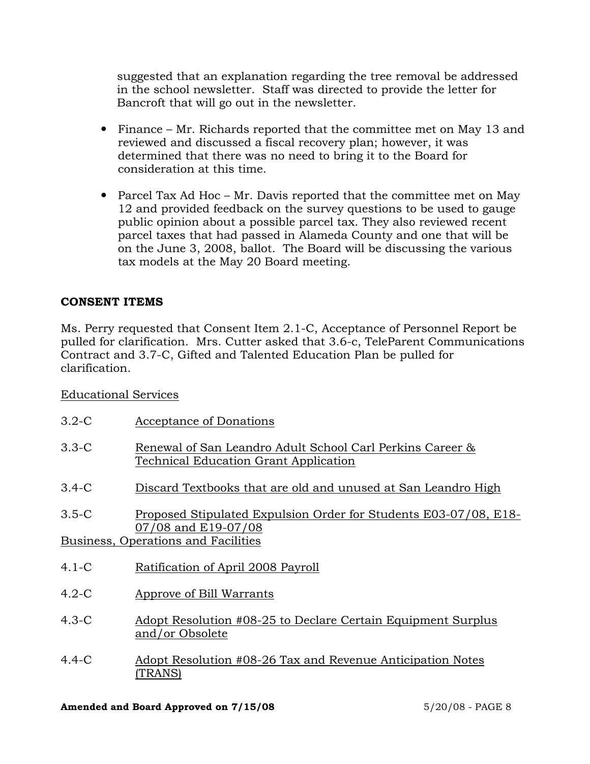suggested that an explanation regarding the tree removal be addressed in the school newsletter. Staff was directed to provide the letter for Bancroft that will go out in the newsletter.

- Finance – Mr. Richards reported that the committee met on May 13 and reviewed and discussed a fiscal recovery plan; however, it was determined that there was no need to bring it to the Board for consideration at this time.

- Parcel Tax Ad Hoc – Mr. Davis reported that the committee met on May 12 and provided feedback on the survey questions to be used to gauge public opinion about a possible parcel tax. They also reviewed recent parcel taxes that had passed in Alameda County and one that will be on the June 3, 2008, ballot. The Board will be discussing the various tax models at the May 20 Board meeting.

**CONSENT ITEMS**

Ms. Perry requested that Consent Item 2.1-C, Acceptance of Personnel Report be pulled for clarification. Mrs. Cutter asked that 3.6-c, TeleParent Communications Contract and 3.7-C, Gifted and Talented Education Plan be pulled for clarification.

<u>Educational Services</u>

3.2-C <u>Acceptance of Donations</u>

3.3-C <u>Renewal of San Leandro Adult School Carl Perkins Career & Technical Education Grant Application</u>

3.4-C <u>Discard Textbooks that are old and unused at San Leandro High</u>

3.5-C <u>Proposed Stipulated Expulsion Order for Students E03-07/08, E18-07/08 and E19-07/08</u>

<u>Business, Operations and Facilities</u>

4.1-C <u>Ratification of April 2008 Payroll</u>

4.2-C <u>Approve of Bill Warrants</u>

4.3-C <u>Adopt Resolution #08-25 to Declare Certain Equipment Surplus and/or Obsolete</u>

4.4-C <u>Adopt Resolution #08-26 Tax and Revenue Anticipation Notes (TRANS)</u>

**Amended and Board Approved on 7/15/08**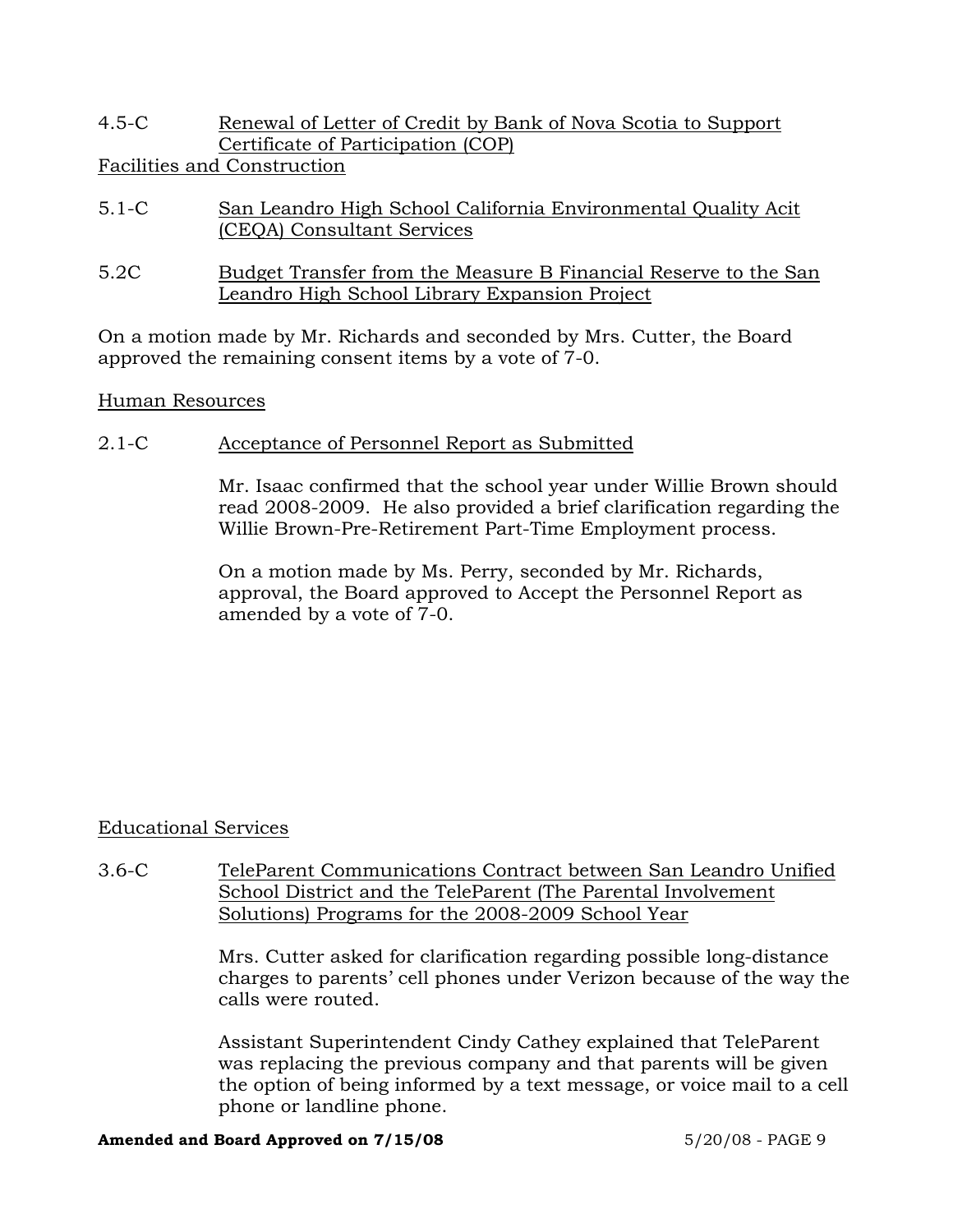4.5-C Renewal of Letter of Credit by Bank of Nova Scotia to Support Certificate of Participation (COP)

Facilities and Construction

5.1-C San Leandro High School California Environmental Quality Acit (CEQA) Consultant Services

5.2C Budget Transfer from the Measure B Financial Reserve to the San Leandro High School Library Expansion Project

On a motion made by Mr. Richards and seconded by Mrs. Cutter, the Board approved the remaining consent items by a vote of 7-0.

Human Resources

2.1-C Acceptance of Personnel Report as Submitted

Mr. Isaac confirmed that the school year under Willie Brown should read 2008-2009. He also provided a brief clarification regarding the Willie Brown-Pre-Retirement Part-Time Employment process.

On a motion made by Ms. Perry, seconded by Mr. Richards, approval, the Board approved to Accept the Personnel Report as amended by a vote of 7-0.

Educational Services

3.6-C TeleParent Communications Contract between San Leandro Unified School District and the TeleParent (The Parental Involvement Solutions) Programs for the 2008-2009 School Year

Mrs. Cutter asked for clarification regarding possible long-distance charges to parents' cell phones under Verizon because of the way the calls were routed.

Assistant Superintendent Cindy Cathey explained that TeleParent was replacing the previous company and that parents will be given the option of being informed by a text message, or voice mail to a cell phone or landline phone.

**Amended and Board Approved on 7/15/08** 5/20/08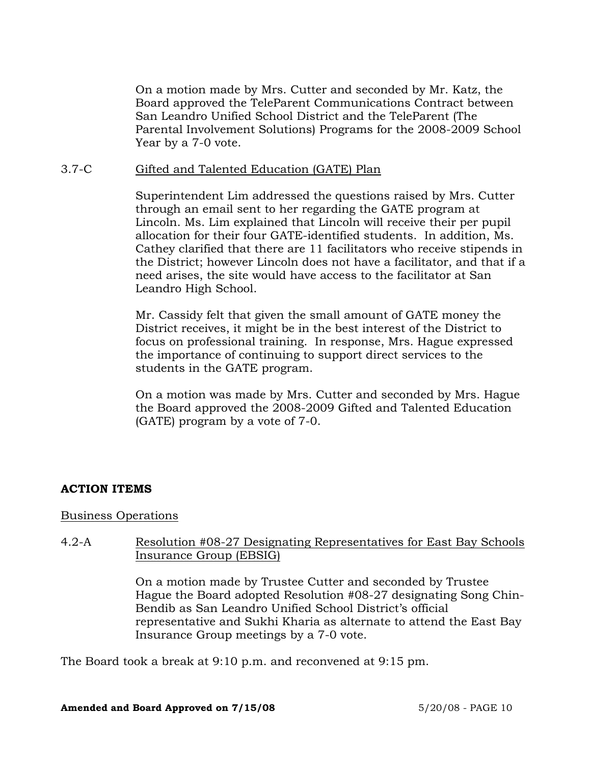On a motion made by Mrs. Cutter and seconded by Mr. Katz, the Board approved the TeleParent Communications Contract between San Leandro Unified School District and the TeleParent (The Parental Involvement Solutions) Programs for the 2008-2009 School Year by a 7-0 vote.

3.7-C Gifted and Talented Education (GATE) Plan

Superintendent Lim addressed the questions raised by Mrs. Cutter through an email sent to her regarding the GATE program at Lincoln. Ms. Lim explained that Lincoln will receive their per pupil allocation for their four GATE-identified students. In addition, Ms. Cathey clarified that there are 11 facilitators who receive stipends in the District; however Lincoln does not have a facilitator, and that if a need arises, the site would have access to the facilitator at San Leandro High School.

Mr. Cassidy felt that given the small amount of GATE money the District receives, it might be in the best interest of the District to focus on professional training. In response, Mrs. Hague expressed the importance of continuing to support direct services to the students in the GATE program.

On a motion was made by Mrs. Cutter and seconded by Mrs. Hague the Board approved the 2008-2009 Gifted and Talented Education (GATE) program by a vote of 7-0.

**ACTION ITEMS**

Business Operations

4.2-A Resolution #08-27 Designating Representatives for East Bay Schools Insurance Group (EBSIG)

On a motion made by Trustee Cutter and seconded by Trustee Hague the Board adopted Resolution #08-27 designating Song Chin-Bendib as San Leandro Unified School District's official representative and Sukhi Kharia as alternate to attend the East Bay Insurance Group meetings by a 7-0 vote.

The Board took a break at 9:10 p.m. and reconvened at 9:15 pm.

**Amended and Board Approved on 7/15/08** 5/20/08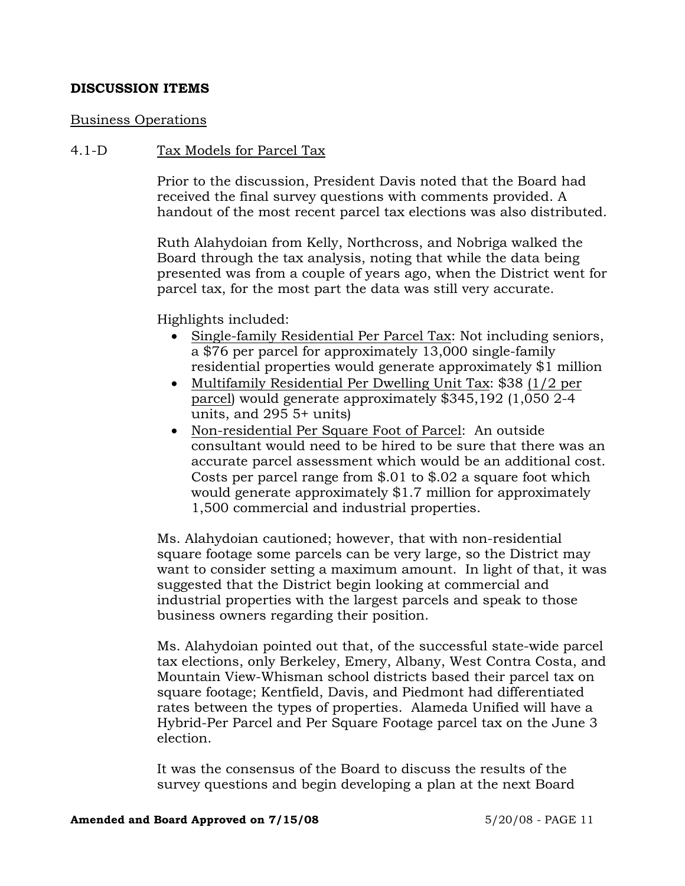**DISCUSSION ITEMS**

Business Operations

4.1-D Tax Models for Parcel Tax

Prior to the discussion, President Davis noted that the Board had received the final survey questions with comments provided. A handout of the most recent parcel tax elections was also distributed.

Ruth Alahydoian from Kelly, Northcross, and Nobriga walked the Board through the tax analysis, noting that while the data being presented was from a couple of years ago, when the District went for parcel tax, for the most part the data was still very accurate.

Highlights included:

- Single-family Residential Per Parcel Tax: Not including seniors, a $76 per parcel for approximately 13,000 single-family residential properties would generate approximately $1 million
- Multifamily Residential Per Dwelling Unit Tax: $38 (1/2 per parcel) would generate approximately $345,192 (1,050 2-4 units, and 295 5+ units)
- Non-residential Per Square Foot of Parcel: An outside consultant would need to be hired to be sure that there was an accurate parcel assessment which would be an additional cost. Costs per parcel range from $.01 to $.02 a square foot which would generate approximately $1.7 million for approximately 1,500 commercial and industrial properties.

Ms. Alahydoian cautioned; however, that with non-residential square footage some parcels can be very large, so the District may want to consider setting a maximum amount. In light of that, it was suggested that the District begin looking at commercial and industrial properties with the largest parcels and speak to those business owners regarding their position.

Ms. Alahydoian pointed out that, of the successful state-wide parcel tax elections, only Berkeley, Emery, Albany, West Contra Costa, and Mountain View-Whisman school districts based their parcel tax on square footage; Kentfield, Davis, and Piedmont had differentiated rates between the types of properties. Alameda Unified will have a Hybrid-Per Parcel and Per Square Footage parcel tax on the June 3 election.

It was the consensus of the Board to discuss the results of the survey questions and begin developing a plan at the next Board

**Amended and Board Approved on 7/15/08**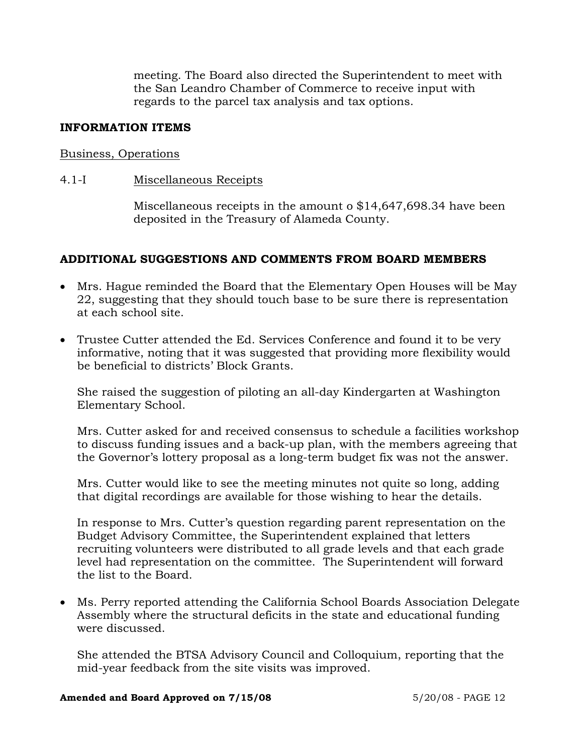meeting. The Board also directed the Superintendent to meet with the San Leandro Chamber of Commerce to receive input with regards to the parcel tax analysis and tax options.

**INFORMATION ITEMS**

Business, Operations

4.1-I Miscellaneous Receipts

Miscellaneous receipts in the amount o $14,647,698.34 have been deposited in the Treasury of Alameda County.

**ADDITIONAL SUGGESTIONS AND COMMENTS FROM BOARD MEMBERS**

- Mrs. Hague reminded the Board that the Elementary Open Houses will be May 22, suggesting that they should touch base to be sure there is representation at each school site.

- Trustee Cutter attended the Ed. Services Conference and found it to be very informative, noting that it was suggested that providing more flexibility would be beneficial to districts' Block Grants.

  She raised the suggestion of piloting an all-day Kindergarten at Washington Elementary School.

  Mrs. Cutter asked for and received consensus to schedule a facilities workshop to discuss funding issues and a back-up plan, with the members agreeing that the Governor's lottery proposal as a long-term budget fix was not the answer.

  Mrs. Cutter would like to see the meeting minutes not quite so long, adding that digital recordings are available for those wishing to hear the details.

  In response to Mrs. Cutter's question regarding parent representation on the Budget Advisory Committee, the Superintendent explained that letters recruiting volunteers were distributed to all grade levels and that each grade level had representation on the committee. The Superintendent will forward the list to the Board.

- Ms. Perry reported attending the California School Boards Association Delegate Assembly where the structural deficits in the state and educational funding were discussed.

  She attended the BTSA Advisory Council and Colloquium, reporting that the mid-year feedback from the site visits was improved.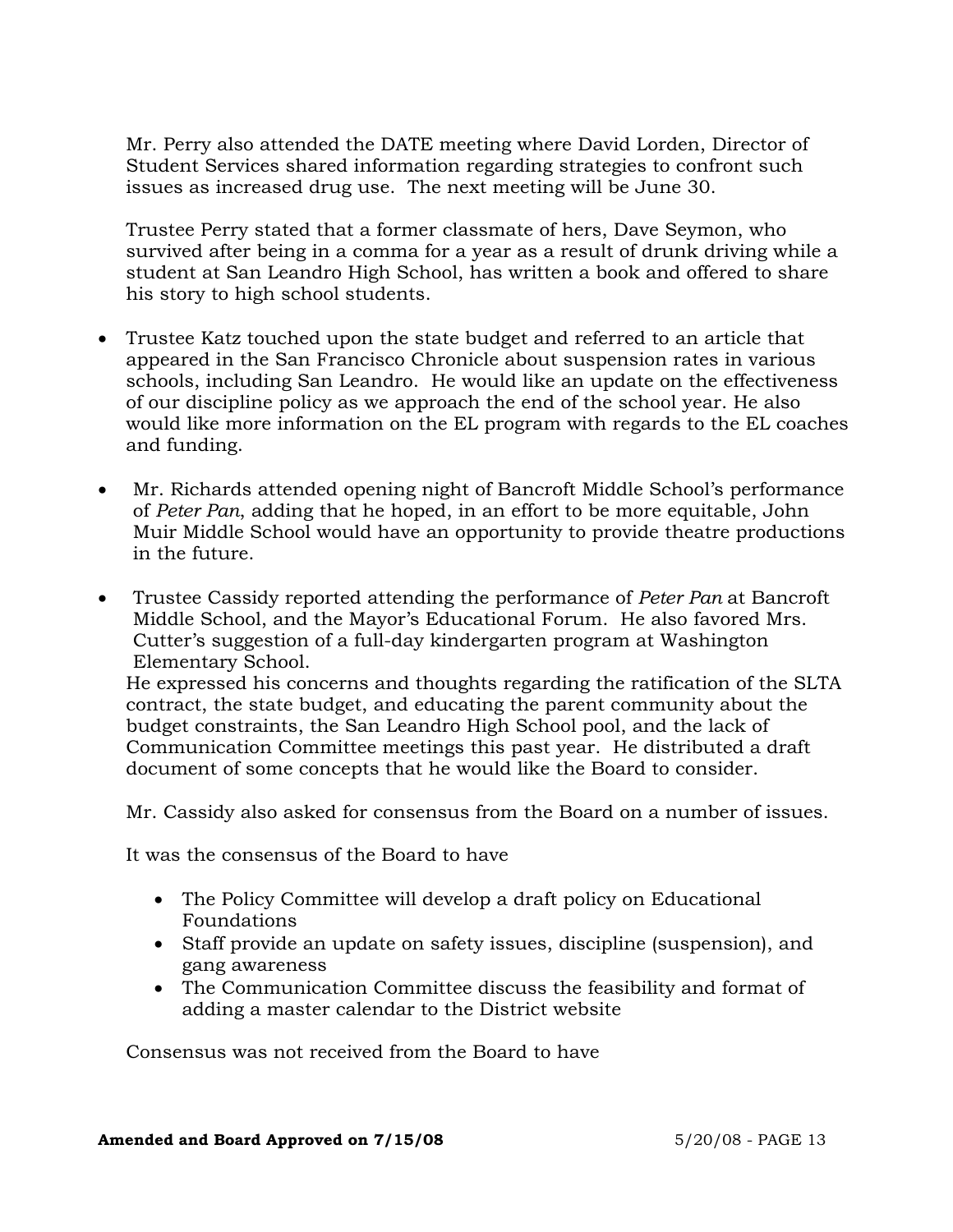Mr. Perry also attended the DATE meeting where David Lorden, Director of Student Services shared information regarding strategies to confront such issues as increased drug use. The next meeting will be June 30.

Trustee Perry stated that a former classmate of hers, Dave Seymon, who survived after being in a comma for a year as a result of drunk driving while a student at San Leandro High School, has written a book and offered to share his story to high school students.

- Trustee Katz touched upon the state budget and referred to an article that appeared in the San Francisco Chronicle about suspension rates in various schools, including San Leandro. He would like an update on the effectiveness of our discipline policy as we approach the end of the school year. He also would like more information on the EL program with regards to the EL coaches and funding.

- Mr. Richards attended opening night of Bancroft Middle School's performance of *Peter Pan*, adding that he hoped, in an effort to be more equitable, John Muir Middle School would have an opportunity to provide theatre productions in the future.

- Trustee Cassidy reported attending the performance of *Peter Pan* at Bancroft Middle School, and the Mayor's Educational Forum. He also favored Mrs. Cutter's suggestion of a full-day kindergarten program at Washington Elementary School.

  He expressed his concerns and thoughts regarding the ratification of the SLTA contract, the state budget, and educating the parent community about the budget constraints, the San Leandro High School pool, and the lack of Communication Committee meetings this past year. He distributed a draft document of some concepts that he would like the Board to consider.

  Mr. Cassidy also asked for consensus from the Board on a number of issues.

  It was the consensus of the Board to have

  - The Policy Committee will develop a draft policy on Educational Foundations
  - Staff provide an update on safety issues, discipline (suspension), and gang awareness
  - The Communication Committee discuss the feasibility and format of adding a master calendar to the District website

  Consensus was not received from the Board to have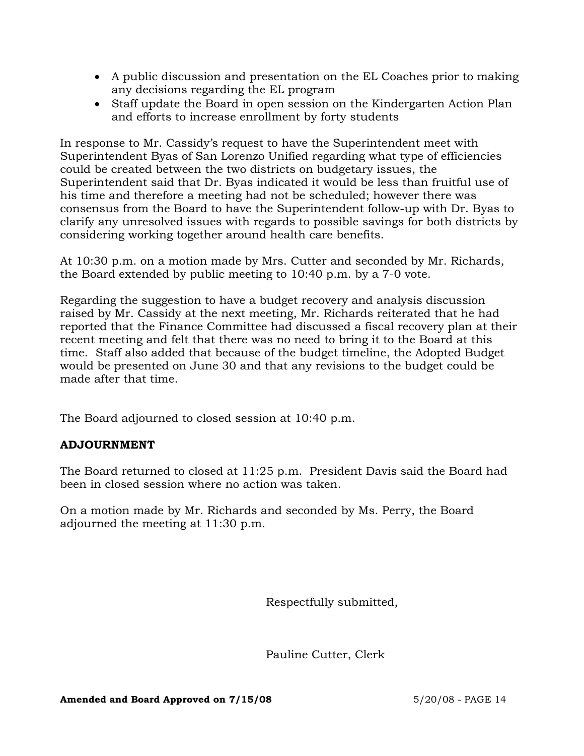- A public discussion and presentation on the EL Coaches prior to making any decisions regarding the EL program
- Staff update the Board in open session on the Kindergarten Action Plan and efforts to increase enrollment by forty students

In response to Mr. Cassidy's request to have the Superintendent meet with Superintendent Byas of San Lorenzo Unified regarding what type of efficiencies could be created between the two districts on budgetary issues, the Superintendent said that Dr. Byas indicated it would be less than fruitful use of his time and therefore a meeting had not be scheduled; however there was consensus from the Board to have the Superintendent follow-up with Dr. Byas to clarify any unresolved issues with regards to possible savings for both districts by considering working together around health care benefits.

At 10:30 p.m. on a motion made by Mrs. Cutter and seconded by Mr. Richards, the Board extended by public meeting to 10:40 p.m. by a 7-0 vote.

Regarding the suggestion to have a budget recovery and analysis discussion raised by Mr. Cassidy at the next meeting, Mr. Richards reiterated that he had reported that the Finance Committee had discussed a fiscal recovery plan at their recent meeting and felt that there was no need to bring it to the Board at this time. Staff also added that because of the budget timeline, the Adopted Budget would be presented on June 30 and that any revisions to the budget could be made after that time.

The Board adjourned to closed session at 10:40 p.m.

**ADJOURNMENT**

The Board returned to closed at 11:25 p.m. President Davis said the Board had been in closed session where no action was taken.

On a motion made by Mr. Richards and seconded by Ms. Perry, the Board adjourned the meeting at 11:30 p.m.

Respectfully submitted,

Pauline Cutter, Clerk

**Amended and Board Approved on 7/15/08**